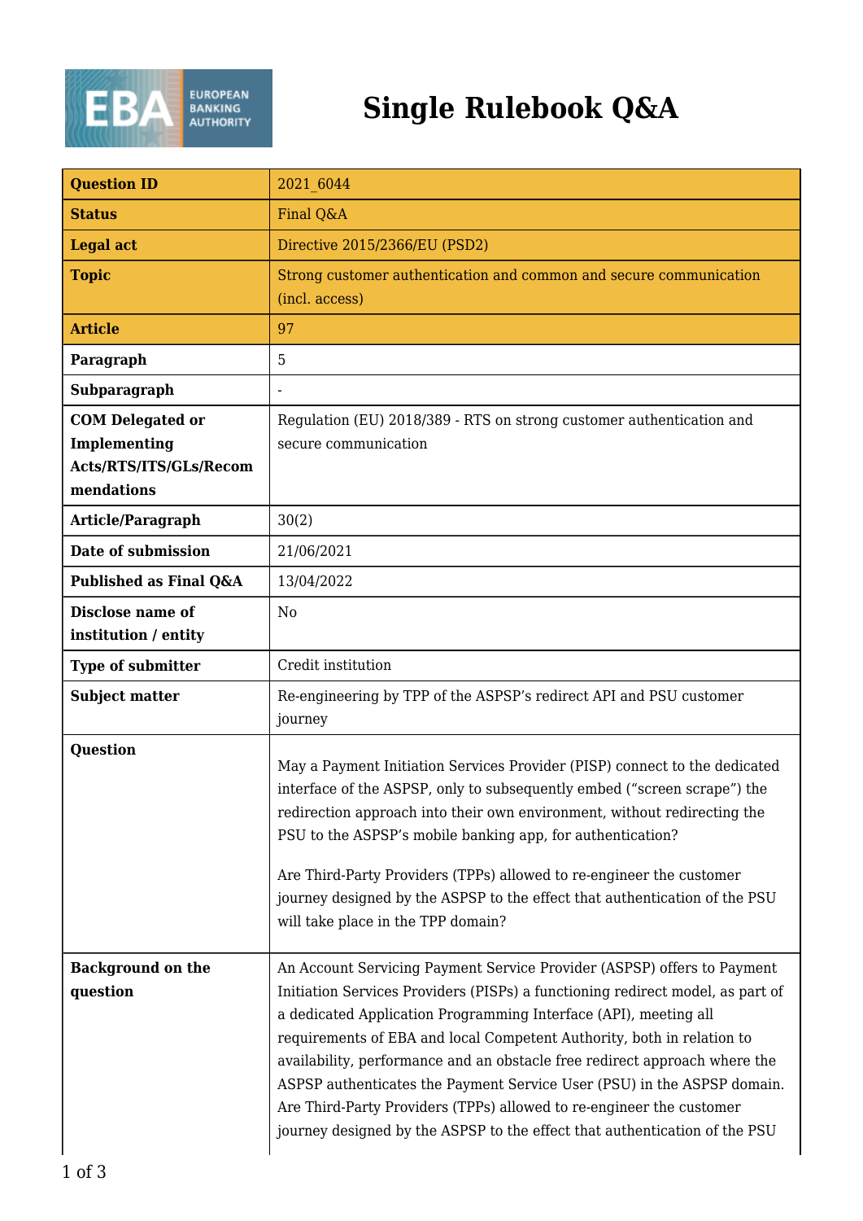# Single Rulebook Q&A

| Question ID | 2021_6044 |
|---|---|
| Status | Final Q&A |
| Legal act | Directive 2015/2366/EU (PSD2) |
| Topic | Strong customer authentication and common and secure communication (incl. access) |
| Article | 97 |
| Paragraph | 5 |
| Subparagraph | - |
| COM Delegated or Implementing Acts/RTS/ITS/GLs/Recommendations | Regulation (EU) 2018/389 - RTS on strong customer authentication and secure communication |
| Article/Paragraph | 30(2) |
| Date of submission | 21/06/2021 |
| Published as Final Q&A | 13/04/2022 |
| Disclose name of institution / entity | No |
| Type of submitter | Credit institution |
| Subject matter | Re-engineering by TPP of the ASPSP's redirect API and PSU customer journey |
| Question | May a Payment Initiation Services Provider (PISP) connect to the dedicated interface of the ASPSP, only to subsequently embed ("screen scrape") the redirection approach into their own environment, without redirecting the PSU to the ASPSP's mobile banking app, for authentication?<br><br>Are Third-Party Providers (TPPs) allowed to re-engineer the customer journey designed by the ASPSP to the effect that authentication of the PSU will take place in the TPP domain? |
| Background on the question | An Account Servicing Payment Service Provider (ASPSP) offers to Payment Initiation Services Providers (PISPs) a functioning redirect model, as part of a dedicated Application Programming Interface (API), meeting all requirements of EBA and local Competent Authority, both in relation to availability, performance and an obstacle free redirect approach where the ASPSP authenticates the Payment Service User (PSU) in the ASPSP domain. Are Third-Party Providers (TPPs) allowed to re-engineer the customer journey designed by the ASPSP to the effect that authentication of the PSU |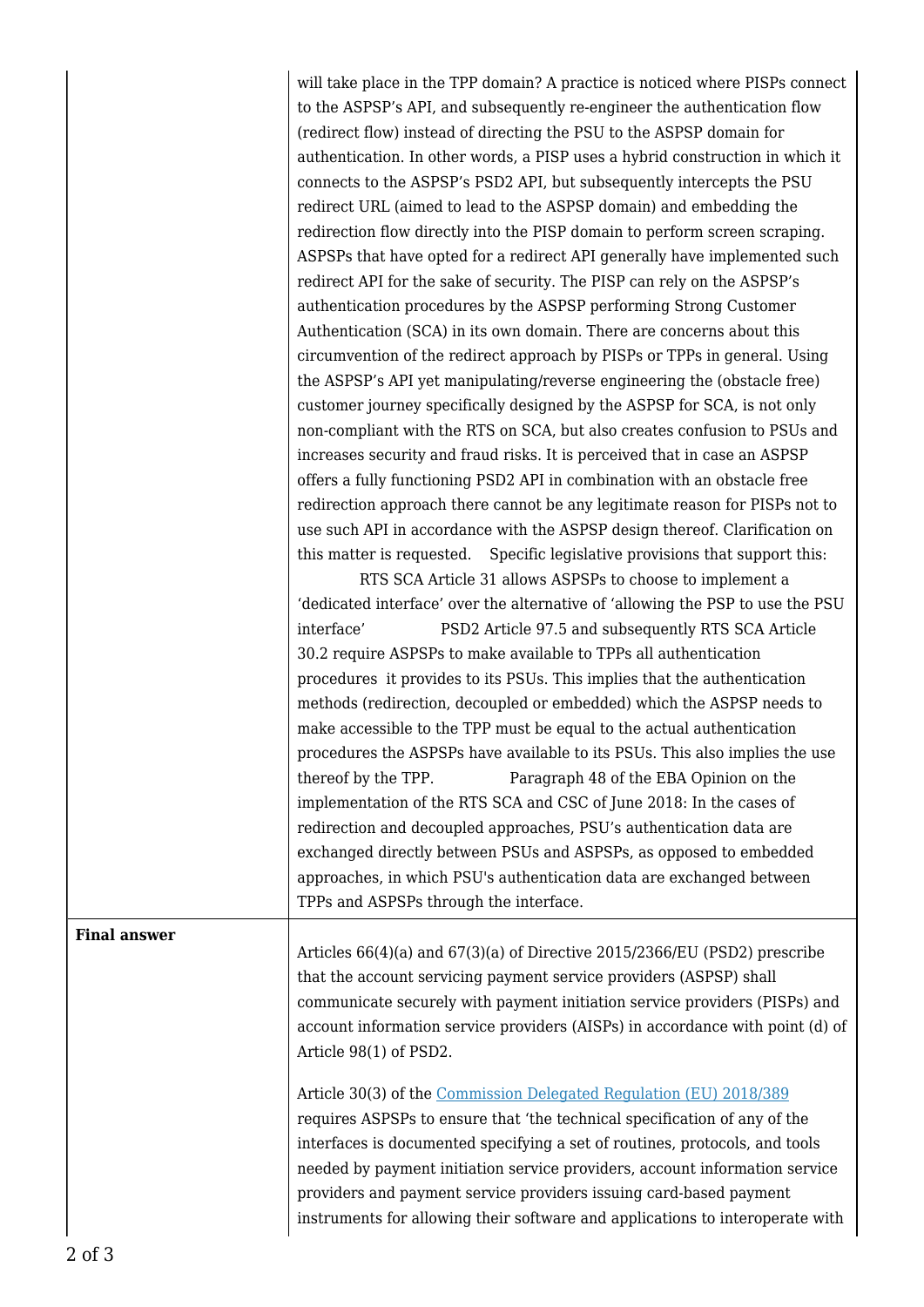| | |
|---|---|
| | will take place in the TPP domain? A practice is noticed where PISPs connect to the ASPSP's API, and subsequently re-engineer the authentication flow (redirect flow) instead of directing the PSU to the ASPSP domain for authentication. In other words, a PISP uses a hybrid construction in which it connects to the ASPSP's PSD2 API, but subsequently intercepts the PSU redirect URL (aimed to lead to the ASPSP domain) and embedding the redirection flow directly into the PISP domain to perform screen scraping. ASPSPs that have opted for a redirect API generally have implemented such redirect API for the sake of security. The PISP can rely on the ASPSP's authentication procedures by the ASPSP performing Strong Customer Authentication (SCA) in its own domain. There are concerns about this circumvention of the redirect approach by PISPs or TPPs in general. Using the ASPSP's API yet manipulating/reverse engineering the (obstacle free) customer journey specifically designed by the ASPSP for SCA, is not only non-compliant with the RTS on SCA, but also creates confusion to PSUs and increases security and fraud risks. It is perceived that in case an ASPSP offers a fully functioning PSD2 API in combination with an obstacle free redirection approach there cannot be any legitimate reason for PISPs not to use such API in accordance with the ASPSP design thereof. Clarification on this matter is requested. Specific legislative provisions that support this: RTS SCA Article 31 allows ASPSPs to choose to implement a 'dedicated interface' over the alternative of 'allowing the PSP to use the PSU interface' PSD2 Article 97.5 and subsequently RTS SCA Article 30.2 require ASPSPs to make available to TPPs all authentication procedures it provides to its PSUs. This implies that the authentication methods (redirection, decoupled or embedded) which the ASPSP needs to make accessible to the TPP must be equal to the actual authentication procedures the ASPSPs have available to its PSUs. This also implies the use thereof by the TPP. Paragraph 48 of the EBA Opinion on the implementation of the RTS SCA and CSC of June 2018: In the cases of redirection and decoupled approaches, PSU's authentication data are exchanged directly between PSUs and ASPSPs, as opposed to embedded approaches, in which PSU's authentication data are exchanged between TPPs and ASPSPs through the interface. |
| **Final answer** | Articles 66(4)(a) and 67(3)(a) of Directive 2015/2366/EU (PSD2) prescribe that the account servicing payment service providers (ASPSP) shall communicate securely with payment initiation service providers (PISPs) and account information service providers (AISPs) in accordance with point (d) of Article 98(1) of PSD2.<br><br>Article 30(3) of the [Commission Delegated Regulation (EU) 2018/389]() requires ASPSPs to ensure that 'the technical specification of any of the interfaces is documented specifying a set of routines, protocols, and tools needed by payment initiation service providers, account information service providers and payment service providers issuing card-based payment instruments for allowing their software and applications to interoperate with |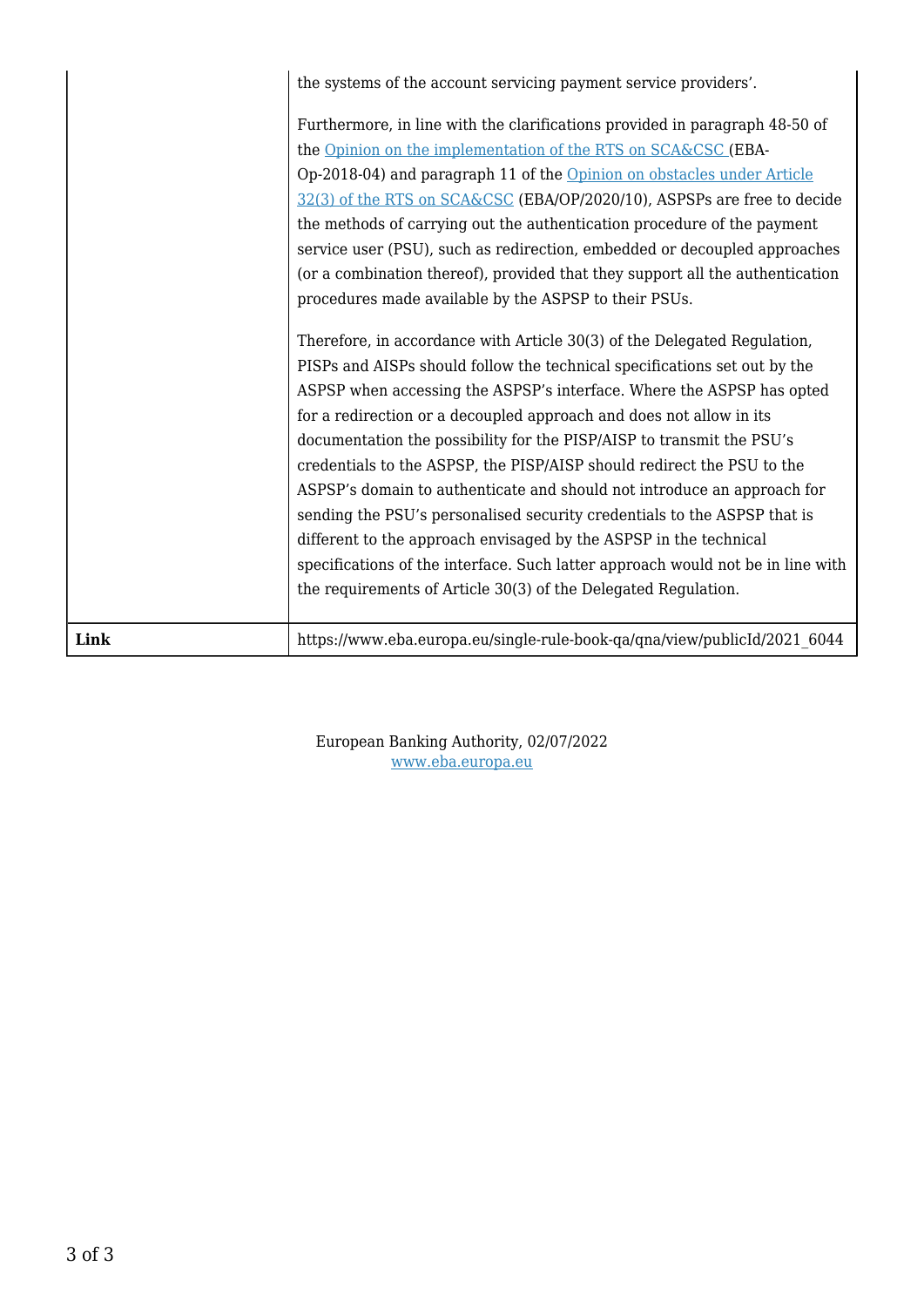| | |
|---|---|
| | the systems of the account servicing payment service providers'.<br><br>Furthermore, in line with the clarifications provided in paragraph 48-50 of the Opinion on the implementation of the RTS on SCA&CSC (EBA-Op-2018-04) and paragraph 11 of the Opinion on obstacles under Article 32(3) of the RTS on SCA&CSC (EBA/OP/2020/10), ASPSPs are free to decide the methods of carrying out the authentication procedure of the payment service user (PSU), such as redirection, embedded or decoupled approaches (or a combination thereof), provided that they support all the authentication procedures made available by the ASPSP to their PSUs.<br><br>Therefore, in accordance with Article 30(3) of the Delegated Regulation, PISPs and AISPs should follow the technical specifications set out by the ASPSP when accessing the ASPSP's interface. Where the ASPSP has opted for a redirection or a decoupled approach and does not allow in its documentation the possibility for the PISP/AISP to transmit the PSU's credentials to the ASPSP, the PISP/AISP should redirect the PSU to the ASPSP's domain to authenticate and should not introduce an approach for sending the PSU's personalised security credentials to the ASPSP that is different to the approach envisaged by the ASPSP in the technical specifications of the interface. Such latter approach would not be in line with the requirements of Article 30(3) of the Delegated Regulation. |
| **Link** | https://www.eba.europa.eu/single-rule-book-qa/qna/view/publicId/2021_6044 |

European Banking Authority, 02/07/2022
www.eba.europa.eu